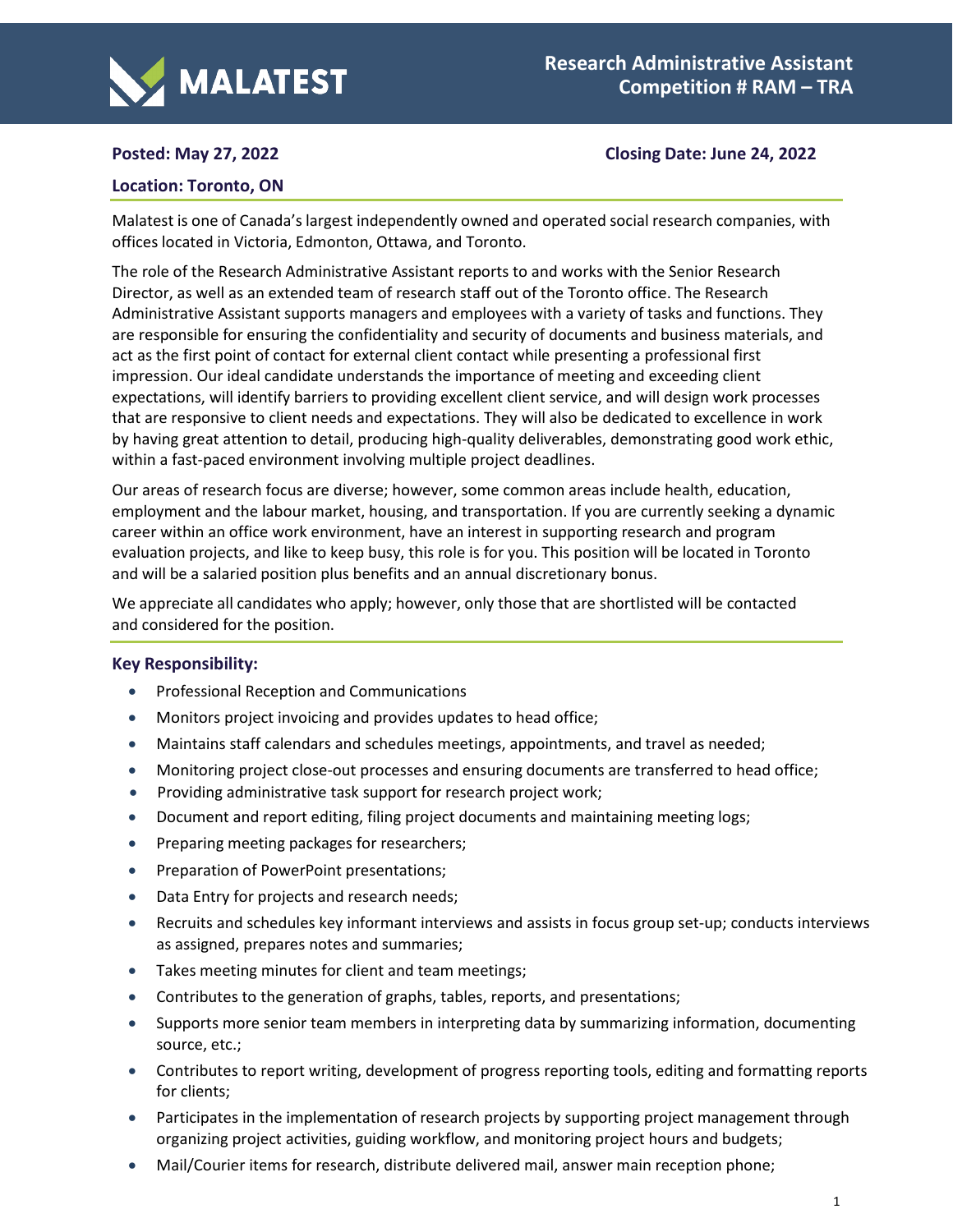MALATEST

# Research Administrative Assistant
## Competition # RAM – TRA

**Posted: May 27, 2022** **Closing Date: June 24, 2022**

**Location: Toronto, ON**

Malatest is one of Canada's largest independently owned and operated social research companies, with offices located in Victoria, Edmonton, Ottawa, and Toronto.

The role of the Research Administrative Assistant reports to and works with the Senior Research Director, as well as an extended team of research staff out of the Toronto office. The Research Administrative Assistant supports managers and employees with a variety of tasks and functions. They are responsible for ensuring the confidentiality and security of documents and business materials, and act as the first point of contact for external client contact while presenting a professional first impression. Our ideal candidate understands the importance of meeting and exceeding client expectations, will identify barriers to providing excellent client service, and will design work processes that are responsive to client needs and expectations. They will also be dedicated to excellence in work by having great attention to detail, producing high-quality deliverables, demonstrating good work ethic, within a fast-paced environment involving multiple project deadlines.

Our areas of research focus are diverse; however, some common areas include health, education, employment and the labour market, housing, and transportation. If you are currently seeking a dynamic career within an office work environment, have an interest in supporting research and program evaluation projects, and like to keep busy, this role is for you. This position will be located in Toronto and will be a salaried position plus benefits and an annual discretionary bonus.

We appreciate all candidates who apply; however, only those that are shortlisted will be contacted and considered for the position.

### Key Responsibility:

- Professional Reception and Communications
- Monitors project invoicing and provides updates to head office;
- Maintains staff calendars and schedules meetings, appointments, and travel as needed;
- Monitoring project close-out processes and ensuring documents are transferred to head office;
- Providing administrative task support for research project work;
- Document and report editing, filing project documents and maintaining meeting logs;
- Preparing meeting packages for researchers;
- Preparation of PowerPoint presentations;
- Data Entry for projects and research needs;
- Recruits and schedules key informant interviews and assists in focus group set-up; conducts interviews as assigned, prepares notes and summaries;
- Takes meeting minutes for client and team meetings;
- Contributes to the generation of graphs, tables, reports, and presentations;
- Supports more senior team members in interpreting data by summarizing information, documenting source, etc.;
- Contributes to report writing, development of progress reporting tools, editing and formatting reports for clients;
- Participates in the implementation of research projects by supporting project management through organizing project activities, guiding workflow, and monitoring project hours and budgets;
- Mail/Courier items for research, distribute delivered mail, answer main reception phone;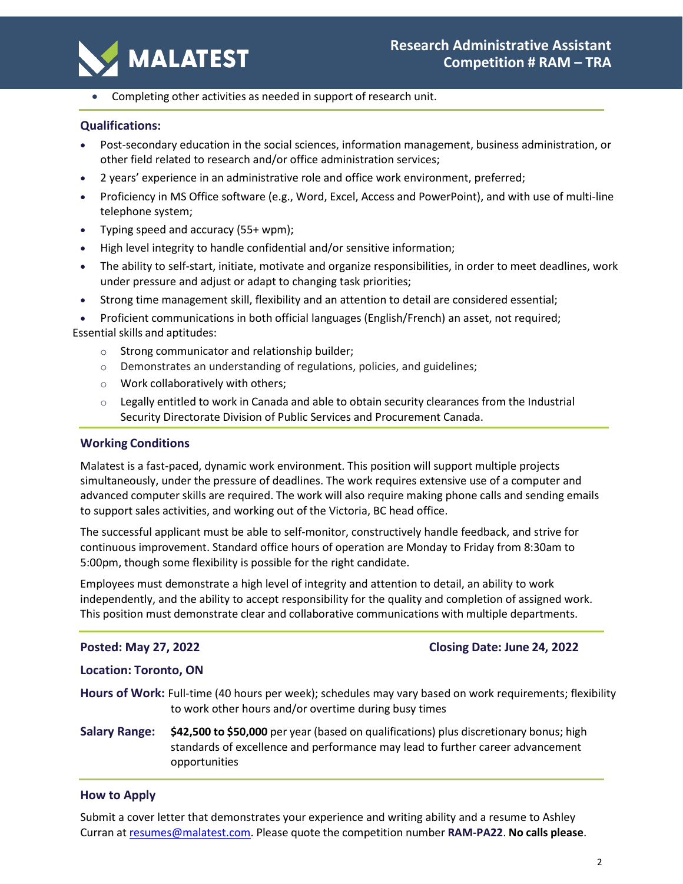- Completing other activities as needed in support of research unit.

### Qualifications:

- Post-secondary education in the social sciences, information management, business administration, or other field related to research and/or office administration services;
- 2 years' experience in an administrative role and office work environment, preferred;
- Proficiency in MS Office software (e.g., Word, Excel, Access and PowerPoint), and with use of multi-line telephone system;
- Typing speed and accuracy (55+ wpm);
- High level integrity to handle confidential and/or sensitive information;
- The ability to self-start, initiate, motivate and organize responsibilities, in order to meet deadlines, work under pressure and adjust or adapt to changing task priorities;
- Strong time management skill, flexibility and an attention to detail are considered essential;
- Proficient communications in both official languages (English/French) an asset, not required;

Essential skills and aptitudes:

- Strong communicator and relationship builder;
- Demonstrates an understanding of regulations, policies, and guidelines;
- Work collaboratively with others;
- Legally entitled to work in Canada and able to obtain security clearances from the Industrial Security Directorate Division of Public Services and Procurement Canada.

### Working Conditions

Malatest is a fast-paced, dynamic work environment. This position will support multiple projects simultaneously, under the pressure of deadlines. The work requires extensive use of a computer and advanced computer skills are required. The work will also require making phone calls and sending emails to support sales activities, and working out of the Victoria, BC head office.

The successful applicant must be able to self-monitor, constructively handle feedback, and strive for continuous improvement. Standard office hours of operation are Monday to Friday from 8:30am to 5:00pm, though some flexibility is possible for the right candidate.

Employees must demonstrate a high level of integrity and attention to detail, an ability to work independently, and the ability to accept responsibility for the quality and completion of assigned work. This position must demonstrate clear and collaborative communications with multiple departments.

**Posted: May 27, 2022**

**Closing Date: June 24, 2022**

**Location: Toronto, ON**

**Hours of Work:** Full-time (40 hours per week); schedules may vary based on work requirements; flexibility to work other hours and/or overtime during busy times

**Salary Range:** **$42,500 to $50,000** per year (based on qualifications) plus discretionary bonus; high standards of excellence and performance may lead to further career advancement opportunities

### How to Apply

Submit a cover letter that demonstrates your experience and writing ability and a resume to Ashley Curran at resumes@malatest.com. Please quote the competition number **RAM-PA22**. **No calls please**.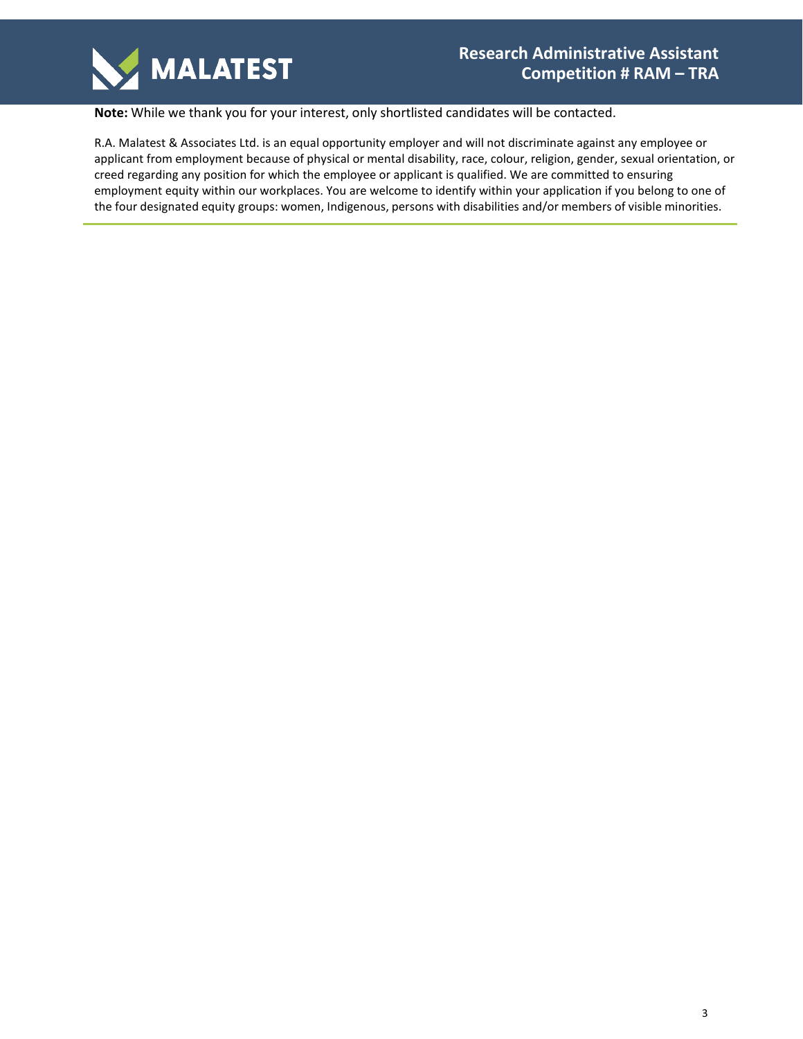**Note:** While we thank you for your interest, only shortlisted candidates will be contacted.

R.A. Malatest & Associates Ltd. is an equal opportunity employer and will not discriminate against any employee or applicant from employment because of physical or mental disability, race, colour, religion, gender, sexual orientation, or creed regarding any position for which the employee or applicant is qualified. We are committed to ensuring employment equity within our workplaces. You are welcome to identify within your application if you belong to one of the four designated equity groups: women, Indigenous, persons with disabilities and/or members of visible minorities.